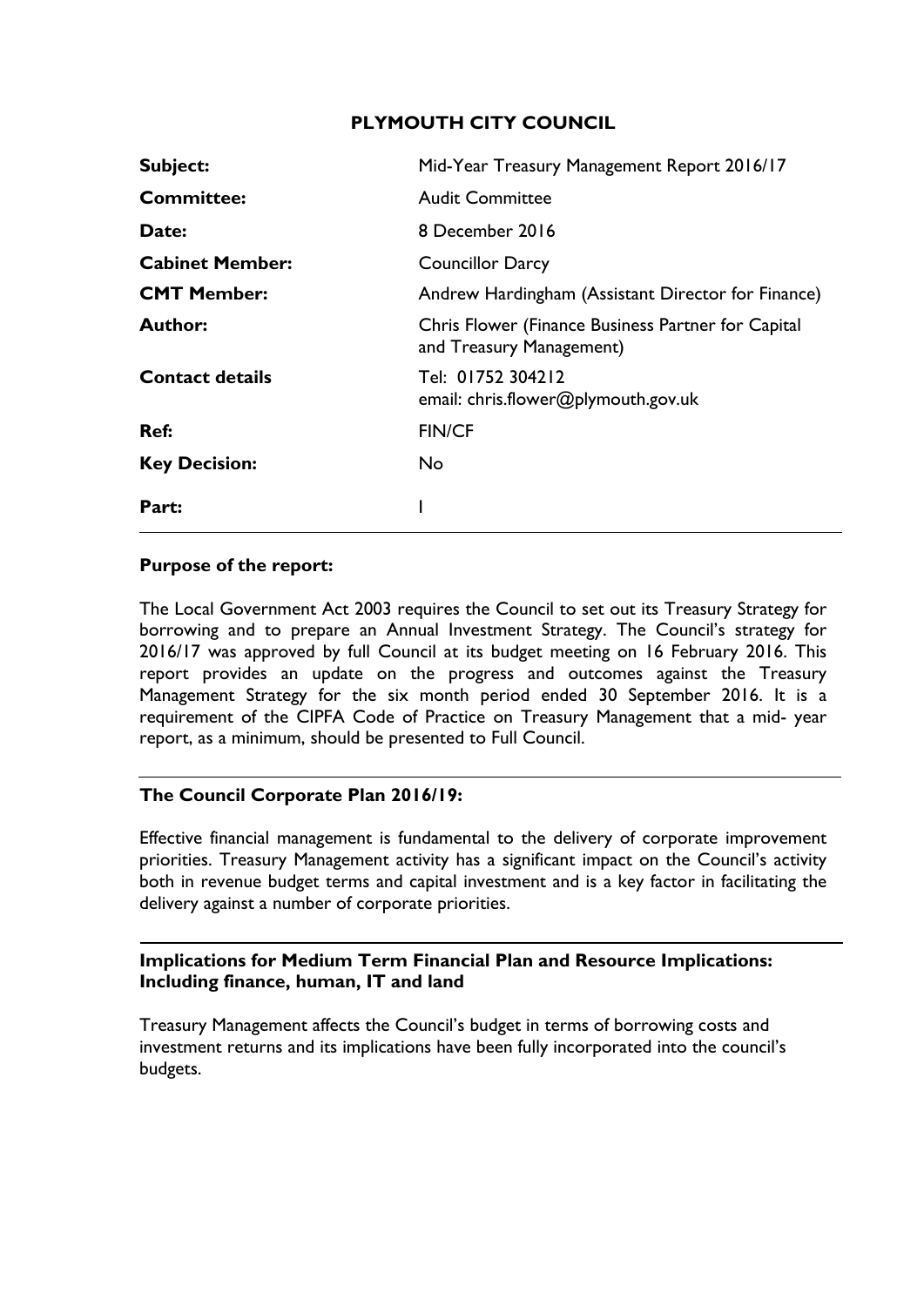# PLYMOUTH CITY COUNCIL

| | |
|---|---|
| **Subject:** | Mid-Year Treasury Management Report 2016/17 |
| **Committee:** | Audit Committee |
| **Date:** | 8 December 2016 |
| **Cabinet Member:** | Councillor Darcy |
| **CMT Member:** | Andrew Hardingham (Assistant Director for Finance) |
| **Author:** | Chris Flower (Finance Business Partner for Capital and Treasury Management) |
| **Contact details** | Tel: 01752 304212<br>email: chris.flower@plymouth.gov.uk |
| **Ref:** | FIN/CF |
| **Key Decision:** | No |
| **Part:** | I |

## Purpose of the report:

The Local Government Act 2003 requires the Council to set out its Treasury Strategy for borrowing and to prepare an Annual Investment Strategy. The Council's strategy for 2016/17 was approved by full Council at its budget meeting on 16 February 2016. This report provides an update on the progress and outcomes against the Treasury Management Strategy for the six month period ended 30 September 2016. It is a requirement of the CIPFA Code of Practice on Treasury Management that a mid- year report, as a minimum, should be presented to Full Council.

## The Council Corporate Plan 2016/19:

Effective financial management is fundamental to the delivery of corporate improvement priorities. Treasury Management activity has a significant impact on the Council's activity both in revenue budget terms and capital investment and is a key factor in facilitating the delivery against a number of corporate priorities.

## Implications for Medium Term Financial Plan and Resource Implications: Including finance, human, IT and land

Treasury Management affects the Council's budget in terms of borrowing costs and investment returns and its implications have been fully incorporated into the council's budgets.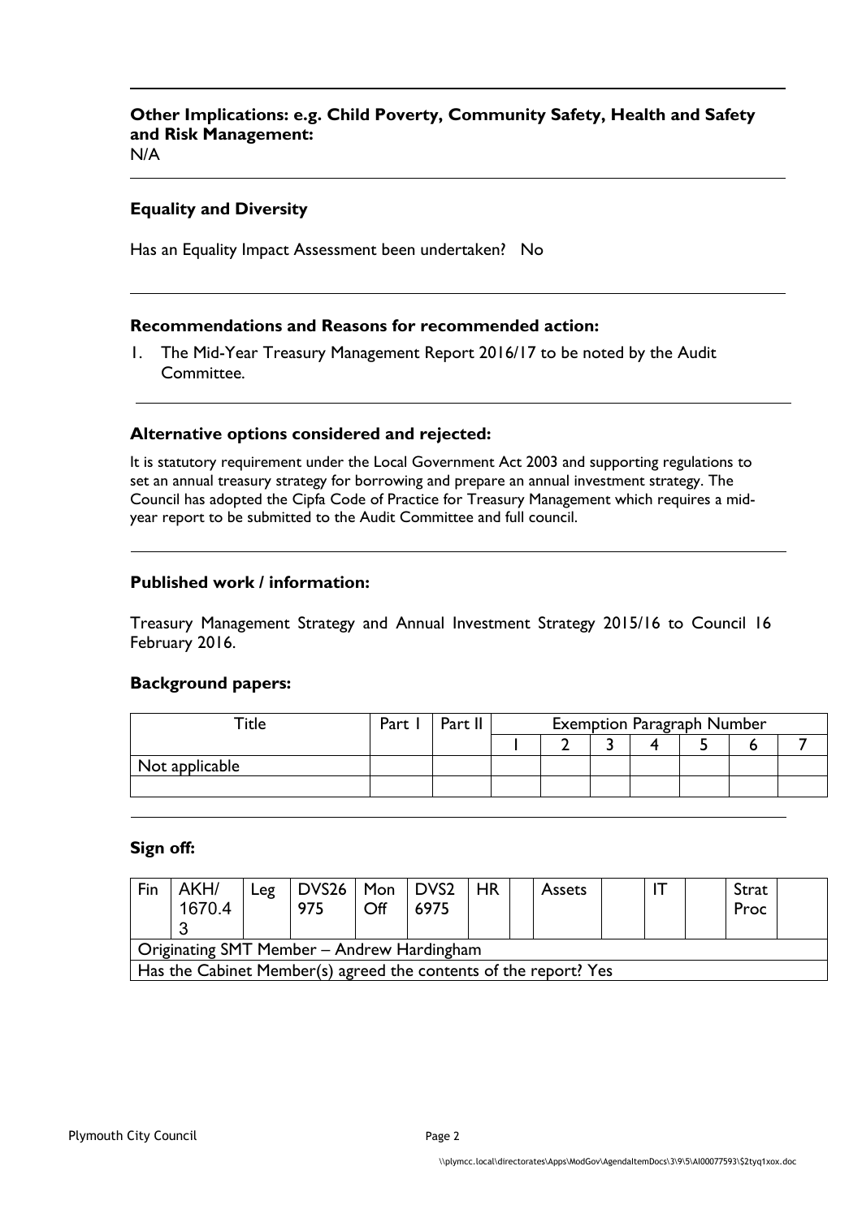**Other Implications: e.g. Child Poverty, Community Safety, Health and Safety and Risk Management:**
N/A

**Equality and Diversity**

Has an Equality Impact Assessment been undertaken? No

**Recommendations and Reasons for recommended action:**

1. The Mid-Year Treasury Management Report 2016/17 to be noted by the Audit Committee.

**Alternative options considered and rejected:**

It is statutory requirement under the Local Government Act 2003 and supporting regulations to set an annual treasury strategy for borrowing and prepare an annual investment strategy. The Council has adopted the Cipfa Code of Practice for Treasury Management which requires a mid-year report to be submitted to the Audit Committee and full council.

**Published work / information:**

Treasury Management Strategy and Annual Investment Strategy 2015/16 to Council 16 February 2016.

**Background papers:**

| Title | Part I | Part II | Exemption Paragraph Number | | | | | | |
|---|---|---|---|---|---|---|---|---|---|
| | | | 1 | 2 | 3 | 4 | 5 | 6 | 7 |
| Not applicable | | | | | | | | | |
| | | | | | | | | | |

**Sign off:**

| Fin | AKH/ 1670.4 3 | Leg | DVS26 975 | Mon Off | DVS2 6975 | HR | | Assets | | IT | | Strat Proc | |
|---|---|---|---|---|---|---|---|---|---|---|---|---|---|
| Originating SMT Member – Andrew Hardingham | | | | | | | | | | | | | |
| Has the Cabinet Member(s) agreed the contents of the report? Yes | | | | | | | | | | | | | |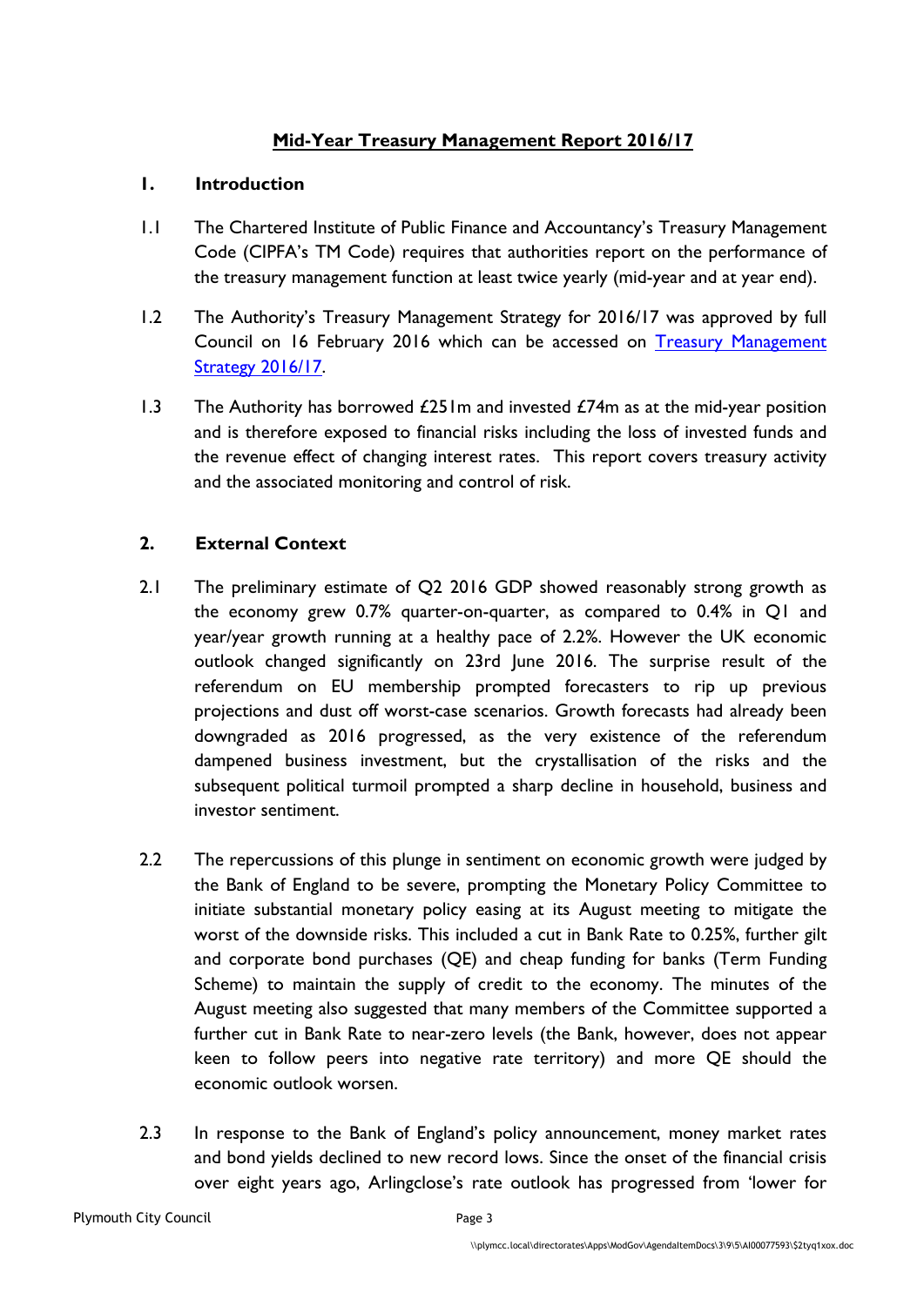# Mid-Year Treasury Management Report 2016/17

## 1. Introduction

1.1 The Chartered Institute of Public Finance and Accountancy's Treasury Management Code (CIPFA's TM Code) requires that authorities report on the performance of the treasury management function at least twice yearly (mid-year and at year end).

1.2 The Authority's Treasury Management Strategy for 2016/17 was approved by full Council on 16 February 2016 which can be accessed on Treasury Management Strategy 2016/17.

1.3 The Authority has borrowed £251m and invested £74m as at the mid-year position and is therefore exposed to financial risks including the loss of invested funds and the revenue effect of changing interest rates. This report covers treasury activity and the associated monitoring and control of risk.

## 2. External Context

2.1 The preliminary estimate of Q2 2016 GDP showed reasonably strong growth as the economy grew 0.7% quarter-on-quarter, as compared to 0.4% in Q1 and year/year growth running at a healthy pace of 2.2%. However the UK economic outlook changed significantly on 23rd June 2016. The surprise result of the referendum on EU membership prompted forecasters to rip up previous projections and dust off worst-case scenarios. Growth forecasts had already been downgraded as 2016 progressed, as the very existence of the referendum dampened business investment, but the crystallisation of the risks and the subsequent political turmoil prompted a sharp decline in household, business and investor sentiment.

2.2 The repercussions of this plunge in sentiment on economic growth were judged by the Bank of England to be severe, prompting the Monetary Policy Committee to initiate substantial monetary policy easing at its August meeting to mitigate the worst of the downside risks. This included a cut in Bank Rate to 0.25%, further gilt and corporate bond purchases (QE) and cheap funding for banks (Term Funding Scheme) to maintain the supply of credit to the economy. The minutes of the August meeting also suggested that many members of the Committee supported a further cut in Bank Rate to near-zero levels (the Bank, however, does not appear keen to follow peers into negative rate territory) and more QE should the economic outlook worsen.

2.3 In response to the Bank of England's policy announcement, money market rates and bond yields declined to new record lows. Since the onset of the financial crisis over eight years ago, Arlingclose's rate outlook has progressed from 'lower for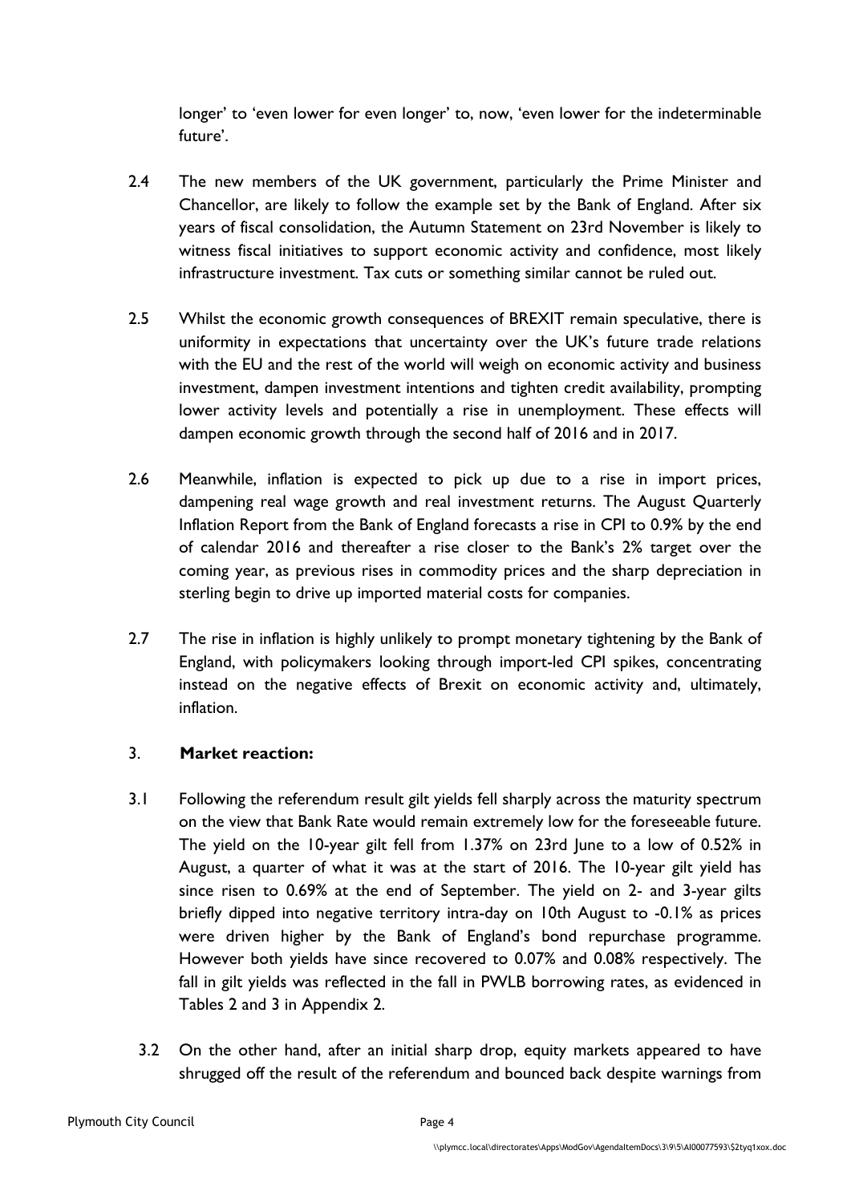longer' to 'even lower for even longer' to, now, 'even lower for the indeterminable future'.

2.4 The new members of the UK government, particularly the Prime Minister and Chancellor, are likely to follow the example set by the Bank of England. After six years of fiscal consolidation, the Autumn Statement on 23rd November is likely to witness fiscal initiatives to support economic activity and confidence, most likely infrastructure investment. Tax cuts or something similar cannot be ruled out.

2.5 Whilst the economic growth consequences of BREXIT remain speculative, there is uniformity in expectations that uncertainty over the UK's future trade relations with the EU and the rest of the world will weigh on economic activity and business investment, dampen investment intentions and tighten credit availability, prompting lower activity levels and potentially a rise in unemployment. These effects will dampen economic growth through the second half of 2016 and in 2017.

2.6 Meanwhile, inflation is expected to pick up due to a rise in import prices, dampening real wage growth and real investment returns. The August Quarterly Inflation Report from the Bank of England forecasts a rise in CPI to 0.9% by the end of calendar 2016 and thereafter a rise closer to the Bank's 2% target over the coming year, as previous rises in commodity prices and the sharp depreciation in sterling begin to drive up imported material costs for companies.

2.7 The rise in inflation is highly unlikely to prompt monetary tightening by the Bank of England, with policymakers looking through import-led CPI spikes, concentrating instead on the negative effects of Brexit on economic activity and, ultimately, inflation.

## 3. **Market reaction:**

3.1 Following the referendum result gilt yields fell sharply across the maturity spectrum on the view that Bank Rate would remain extremely low for the foreseeable future. The yield on the 10-year gilt fell from 1.37% on 23rd June to a low of 0.52% in August, a quarter of what it was at the start of 2016. The 10-year gilt yield has since risen to 0.69% at the end of September. The yield on 2- and 3-year gilts briefly dipped into negative territory intra-day on 10th August to -0.1% as prices were driven higher by the Bank of England's bond repurchase programme. However both yields have since recovered to 0.07% and 0.08% respectively. The fall in gilt yields was reflected in the fall in PWLB borrowing rates, as evidenced in Tables 2 and 3 in Appendix 2.

3.2 On the other hand, after an initial sharp drop, equity markets appeared to have shrugged off the result of the referendum and bounced back despite warnings from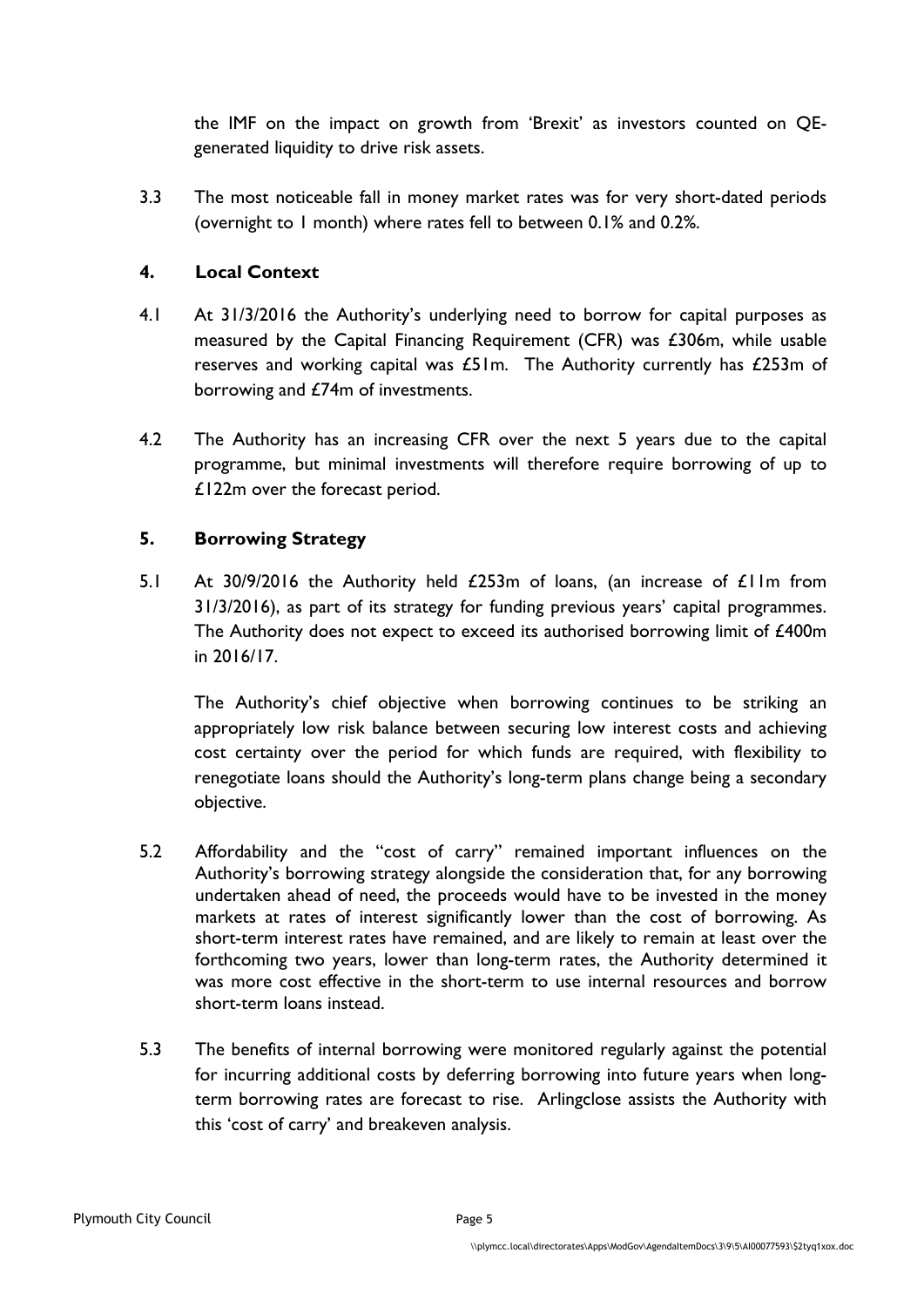the IMF on the impact on growth from 'Brexit' as investors counted on QE-generated liquidity to drive risk assets.

3.3 The most noticeable fall in money market rates was for very short-dated periods (overnight to 1 month) where rates fell to between 0.1% and 0.2%.

## 4. Local Context

4.1 At 31/3/2016 the Authority's underlying need to borrow for capital purposes as measured by the Capital Financing Requirement (CFR) was £306m, while usable reserves and working capital was £51m. The Authority currently has £253m of borrowing and £74m of investments.

4.2 The Authority has an increasing CFR over the next 5 years due to the capital programme, but minimal investments will therefore require borrowing of up to £122m over the forecast period.

## 5. Borrowing Strategy

5.1 At 30/9/2016 the Authority held £253m of loans, (an increase of £11m from 31/3/2016), as part of its strategy for funding previous years' capital programmes. The Authority does not expect to exceed its authorised borrowing limit of £400m in 2016/17.

The Authority's chief objective when borrowing continues to be striking an appropriately low risk balance between securing low interest costs and achieving cost certainty over the period for which funds are required, with flexibility to renegotiate loans should the Authority's long-term plans change being a secondary objective.

5.2 Affordability and the "cost of carry" remained important influences on the Authority's borrowing strategy alongside the consideration that, for any borrowing undertaken ahead of need, the proceeds would have to be invested in the money markets at rates of interest significantly lower than the cost of borrowing. As short-term interest rates have remained, and are likely to remain at least over the forthcoming two years, lower than long-term rates, the Authority determined it was more cost effective in the short-term to use internal resources and borrow short-term loans instead.

5.3 The benefits of internal borrowing were monitored regularly against the potential for incurring additional costs by deferring borrowing into future years when long-term borrowing rates are forecast to rise. Arlingclose assists the Authority with this 'cost of carry' and breakeven analysis.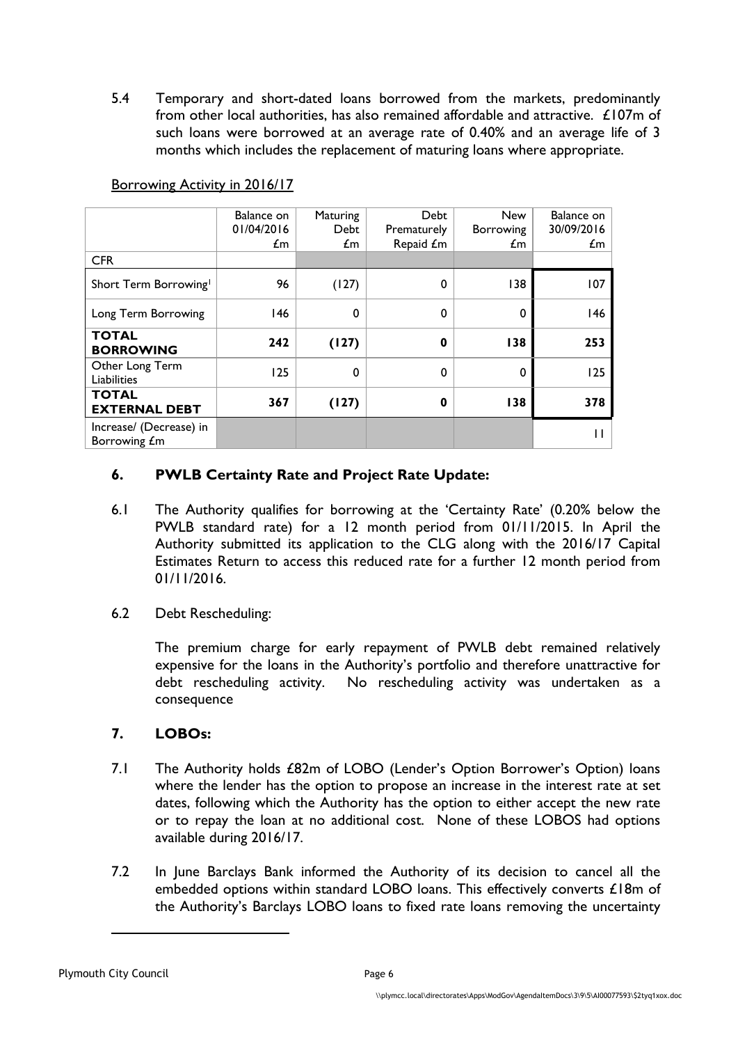5.4 Temporary and short-dated loans borrowed from the markets, predominantly from other local authorities, has also remained affordable and attractive. £107m of such loans were borrowed at an average rate of 0.40% and an average life of 3 months which includes the replacement of maturing loans where appropriate.

Borrowing Activity in 2016/17

| | Balance on 01/04/2016 £m | Maturing Debt £m | Debt Prematurely Repaid £m | New Borrowing £m | Balance on 30/09/2016 £m |
|---|---|---|---|---|---|
| CFR | | | | | |
| Short Term Borrowing[1] | 96 | (127) | 0 | 138 | 107 |
| Long Term Borrowing | 146 | 0 | 0 | 0 | 146 |
| **TOTAL BORROWING** | **242** | **(127)** | **0** | **138** | **253** |
| Other Long Term Liabilities | 125 | 0 | 0 | 0 | 125 |
| **TOTAL EXTERNAL DEBT** | **367** | **(127)** | **0** | **138** | **378** |
| Increase/ (Decrease) in Borrowing £m | | | | | 11 |

## 6. PWLB Certainty Rate and Project Rate Update:

6.1 The Authority qualifies for borrowing at the 'Certainty Rate' (0.20% below the PWLB standard rate) for a 12 month period from 01/11/2015. In April the Authority submitted its application to the CLG along with the 2016/17 Capital Estimates Return to access this reduced rate for a further 12 month period from 01/11/2016.

6.2 Debt Rescheduling:

The premium charge for early repayment of PWLB debt remained relatively expensive for the loans in the Authority's portfolio and therefore unattractive for debt rescheduling activity. No rescheduling activity was undertaken as a consequence

## 7. LOBOs:

7.1 The Authority holds £82m of LOBO (Lender's Option Borrower's Option) loans where the lender has the option to propose an increase in the interest rate at set dates, following which the Authority has the option to either accept the new rate or to repay the loan at no additional cost. None of these LOBOS had options available during 2016/17.

7.2 In June Barclays Bank informed the Authority of its decision to cancel all the embedded options within standard LOBO loans. This effectively converts £18m of the Authority's Barclays LOBO loans to fixed rate loans removing the uncertainty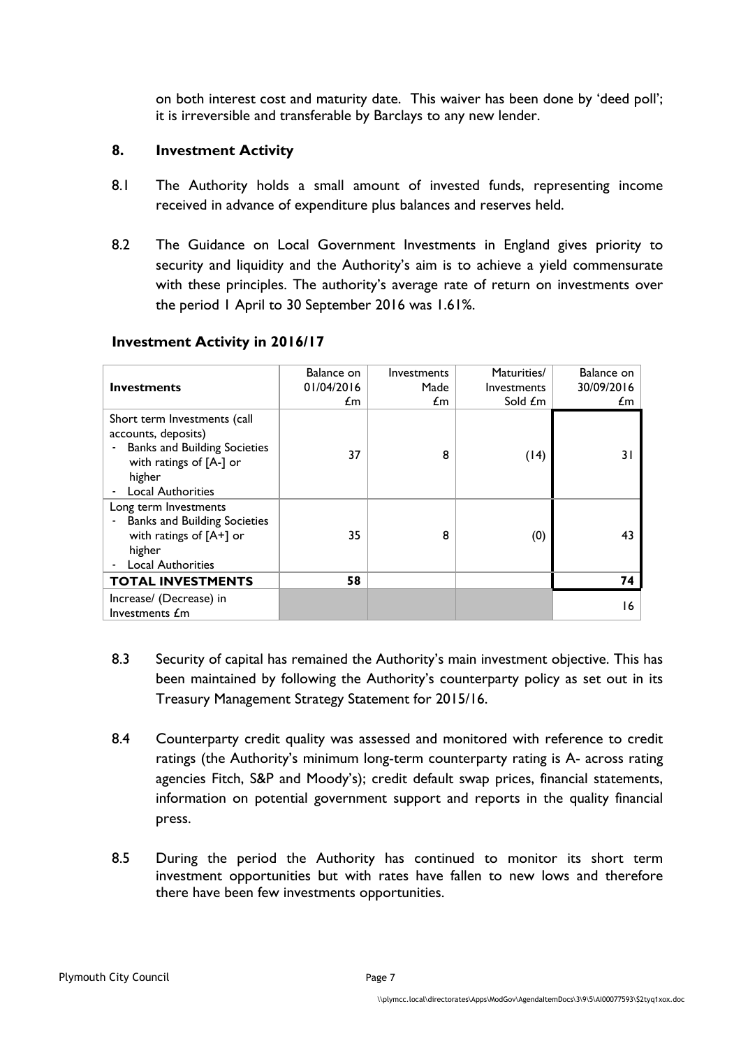on both interest cost and maturity date. This waiver has been done by 'deed poll'; it is irreversible and transferable by Barclays to any new lender.

## 8. Investment Activity

8.1 The Authority holds a small amount of invested funds, representing income received in advance of expenditure plus balances and reserves held.

8.2 The Guidance on Local Government Investments in England gives priority to security and liquidity and the Authority's aim is to achieve a yield commensurate with these principles. The authority's average rate of return on investments over the period 1 April to 30 September 2016 was 1.61%.

### Investment Activity in 2016/17

| Investments | Balance on 01/04/2016 £m | Investments Made £m | Maturities/ Investments Sold £m | Balance on 30/09/2016 £m |
|---|---|---|---|---|
| Short term Investments (call accounts, deposits)<br>- Banks and Building Societies with ratings of [A-] or higher<br>- Local Authorities | 37 | 8 | (14) | 31 |
| Long term Investments<br>- Banks and Building Societies with ratings of [A+] or higher<br>- Local Authorities | 35 | 8 | (0) | 43 |
| **TOTAL INVESTMENTS** | **58** | | | **74** |
| Increase/ (Decrease) in Investments £m | | | | 16 |

8.3 Security of capital has remained the Authority's main investment objective. This has been maintained by following the Authority's counterparty policy as set out in its Treasury Management Strategy Statement for 2015/16.

8.4 Counterparty credit quality was assessed and monitored with reference to credit ratings (the Authority's minimum long-term counterparty rating is A- across rating agencies Fitch, S&P and Moody's); credit default swap prices, financial statements, information on potential government support and reports in the quality financial press.

8.5 During the period the Authority has continued to monitor its short term investment opportunities but with rates have fallen to new lows and therefore there have been few investments opportunities.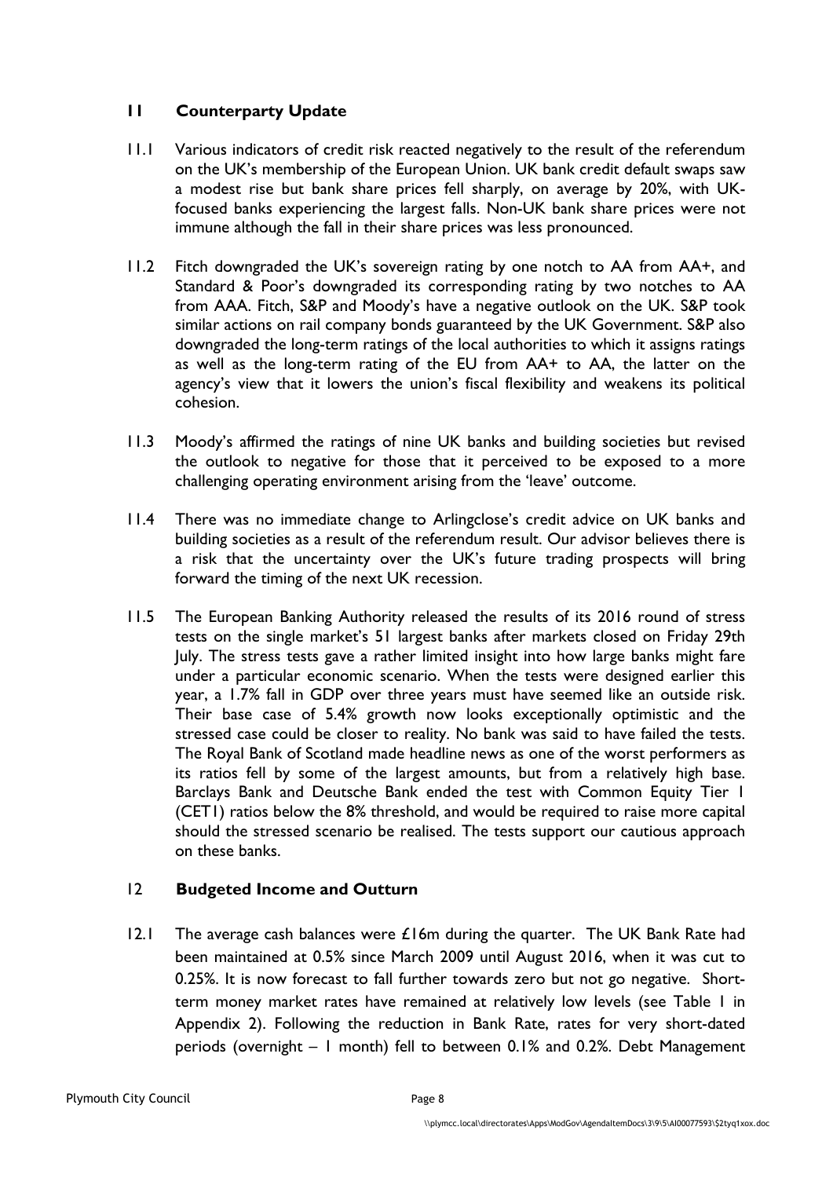## 11 Counterparty Update

11.1 Various indicators of credit risk reacted negatively to the result of the referendum on the UK's membership of the European Union. UK bank credit default swaps saw a modest rise but bank share prices fell sharply, on average by 20%, with UK-focused banks experiencing the largest falls. Non-UK bank share prices were not immune although the fall in their share prices was less pronounced.

11.2 Fitch downgraded the UK's sovereign rating by one notch to AA from AA+, and Standard & Poor's downgraded its corresponding rating by two notches to AA from AAA. Fitch, S&P and Moody's have a negative outlook on the UK. S&P took similar actions on rail company bonds guaranteed by the UK Government. S&P also downgraded the long-term ratings of the local authorities to which it assigns ratings as well as the long-term rating of the EU from AA+ to AA, the latter on the agency's view that it lowers the union's fiscal flexibility and weakens its political cohesion.

11.3 Moody's affirmed the ratings of nine UK banks and building societies but revised the outlook to negative for those that it perceived to be exposed to a more challenging operating environment arising from the 'leave' outcome.

11.4 There was no immediate change to Arlingclose's credit advice on UK banks and building societies as a result of the referendum result. Our advisor believes there is a risk that the uncertainty over the UK's future trading prospects will bring forward the timing of the next UK recession.

11.5 The European Banking Authority released the results of its 2016 round of stress tests on the single market's 51 largest banks after markets closed on Friday 29th July. The stress tests gave a rather limited insight into how large banks might fare under a particular economic scenario. When the tests were designed earlier this year, a 1.7% fall in GDP over three years must have seemed like an outside risk. Their base case of 5.4% growth now looks exceptionally optimistic and the stressed case could be closer to reality. No bank was said to have failed the tests. The Royal Bank of Scotland made headline news as one of the worst performers as its ratios fell by some of the largest amounts, but from a relatively high base. Barclays Bank and Deutsche Bank ended the test with Common Equity Tier 1 (CET1) ratios below the 8% threshold, and would be required to raise more capital should the stressed scenario be realised. The tests support our cautious approach on these banks.

## 12 Budgeted Income and Outturn

12.1 The average cash balances were £16m during the quarter. The UK Bank Rate had been maintained at 0.5% since March 2009 until August 2016, when it was cut to 0.25%. It is now forecast to fall further towards zero but not go negative. Short-term money market rates have remained at relatively low levels (see Table 1 in Appendix 2). Following the reduction in Bank Rate, rates for very short-dated periods (overnight – 1 month) fell to between 0.1% and 0.2%. Debt Management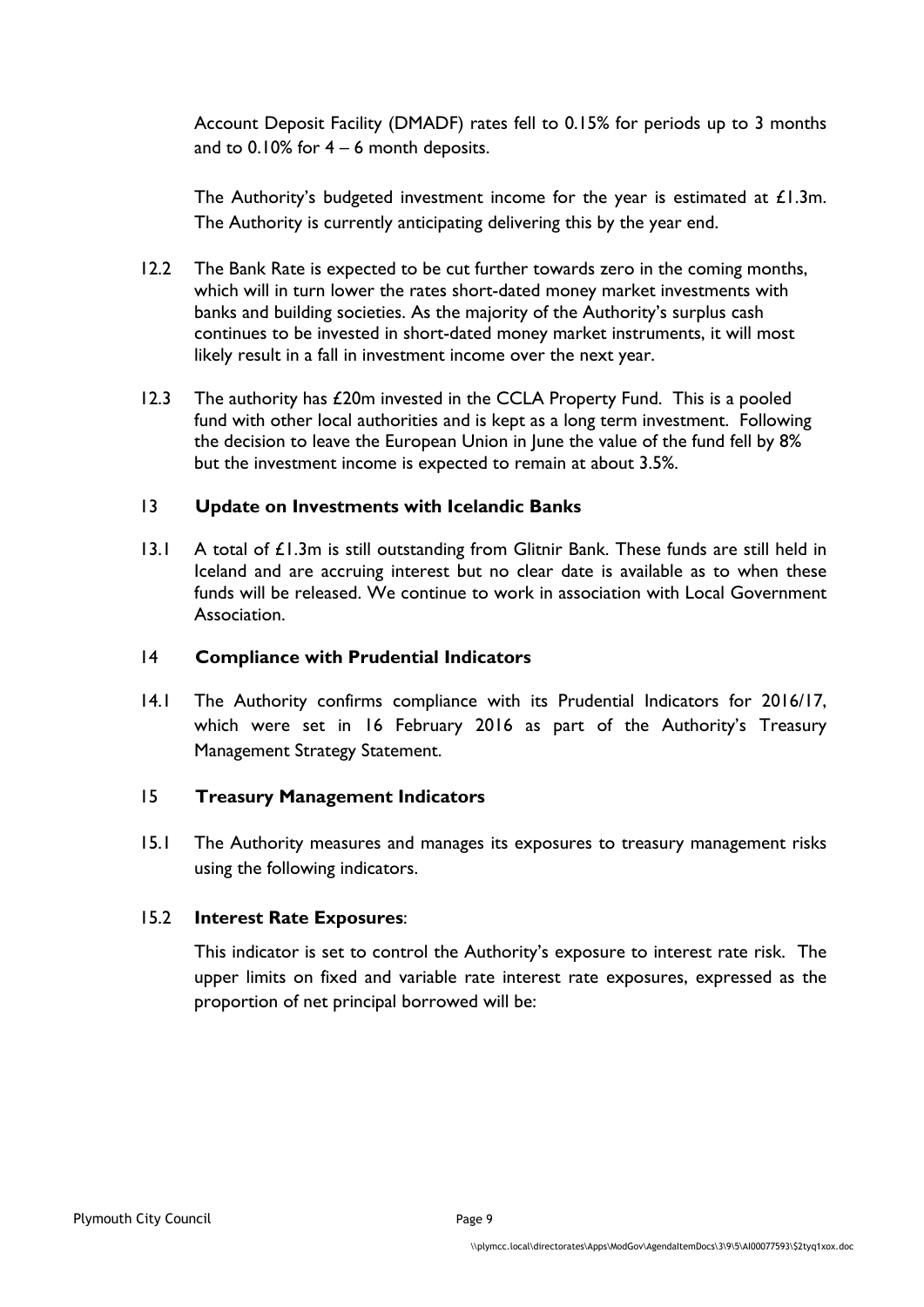Account Deposit Facility (DMADF) rates fell to 0.15% for periods up to 3 months and to 0.10% for 4 – 6 month deposits.

The Authority's budgeted investment income for the year is estimated at £1.3m. The Authority is currently anticipating delivering this by the year end.

12.2 The Bank Rate is expected to be cut further towards zero in the coming months, which will in turn lower the rates short-dated money market investments with banks and building societies. As the majority of the Authority's surplus cash continues to be invested in short-dated money market instruments, it will most likely result in a fall in investment income over the next year.

12.3 The authority has £20m invested in the CCLA Property Fund. This is a pooled fund with other local authorities and is kept as a long term investment. Following the decision to leave the European Union in June the value of the fund fell by 8% but the investment income is expected to remain at about 3.5%.

## 13 Update on Investments with Icelandic Banks

13.1 A total of £1.3m is still outstanding from Glitnir Bank. These funds are still held in Iceland and are accruing interest but no clear date is available as to when these funds will be released. We continue to work in association with Local Government Association.

## 14 Compliance with Prudential Indicators

14.1 The Authority confirms compliance with its Prudential Indicators for 2016/17, which were set in 16 February 2016 as part of the Authority's Treasury Management Strategy Statement.

## 15 Treasury Management Indicators

15.1 The Authority measures and manages its exposures to treasury management risks using the following indicators.

15.2 **Interest Rate Exposures**:

This indicator is set to control the Authority's exposure to interest rate risk. The upper limits on fixed and variable rate interest rate exposures, expressed as the proportion of net principal borrowed will be: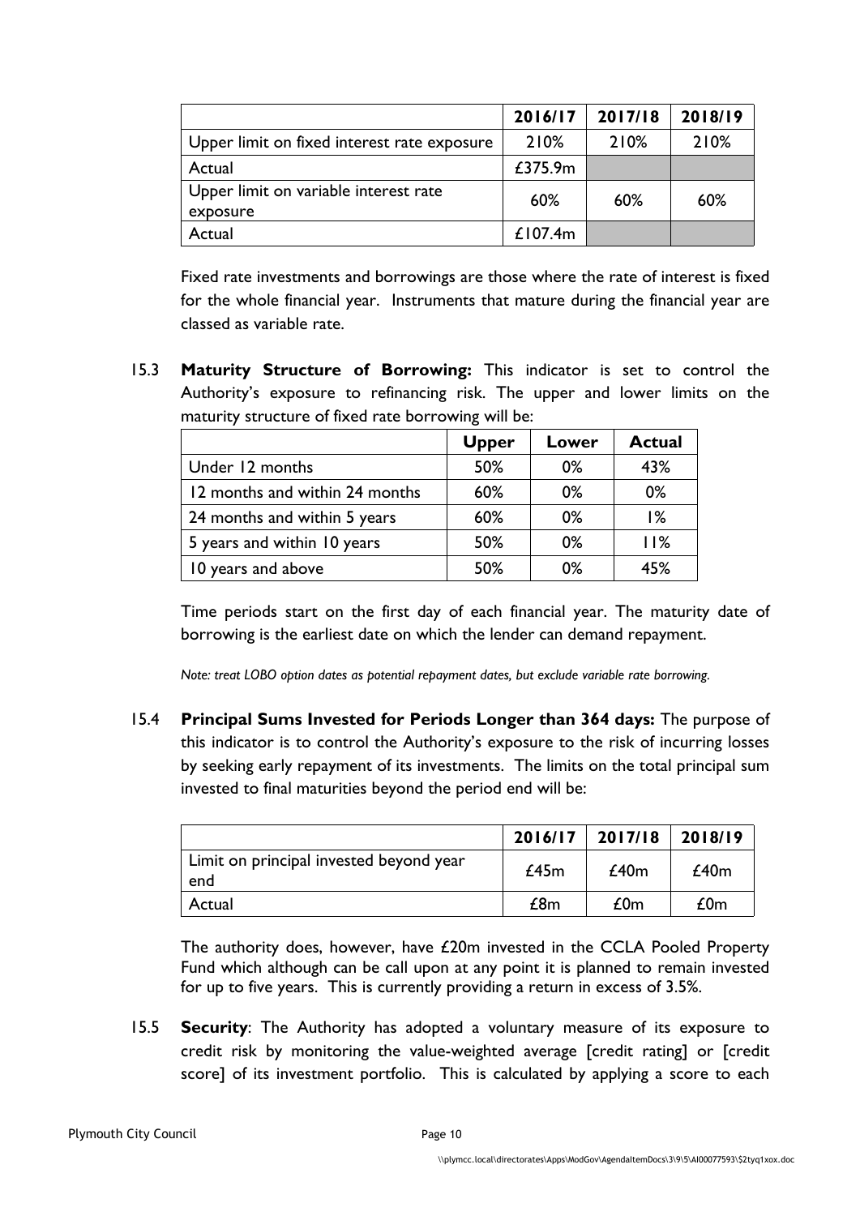| | 2016/17 | 2017/18 | 2018/19 |
|---|---|---|---|
| Upper limit on fixed interest rate exposure | 210% | 210% | 210% |
| Actual | £375.9m | | |
| Upper limit on variable interest rate exposure | 60% | 60% | 60% |
| Actual | £107.4m | | |

Fixed rate investments and borrowings are those where the rate of interest is fixed for the whole financial year. Instruments that mature during the financial year are classed as variable rate.

15.3 **Maturity Structure of Borrowing:** This indicator is set to control the Authority's exposure to refinancing risk. The upper and lower limits on the maturity structure of fixed rate borrowing will be:

| | Upper | Lower | Actual |
|---|---|---|---|
| Under 12 months | 50% | 0% | 43% |
| 12 months and within 24 months | 60% | 0% | 0% |
| 24 months and within 5 years | 60% | 0% | 1% |
| 5 years and within 10 years | 50% | 0% | 11% |
| 10 years and above | 50% | 0% | 45% |

Time periods start on the first day of each financial year. The maturity date of borrowing is the earliest date on which the lender can demand repayment.

*Note: treat LOBO option dates as potential repayment dates, but exclude variable rate borrowing.*

15.4 **Principal Sums Invested for Periods Longer than 364 days:** The purpose of this indicator is to control the Authority's exposure to the risk of incurring losses by seeking early repayment of its investments. The limits on the total principal sum invested to final maturities beyond the period end will be:

| | 2016/17 | 2017/18 | 2018/19 |
|---|---|---|---|
| Limit on principal invested beyond year end | £45m | £40m | £40m |
| Actual | £8m | £0m | £0m |

The authority does, however, have £20m invested in the CCLA Pooled Property Fund which although can be call upon at any point it is planned to remain invested for up to five years. This is currently providing a return in excess of 3.5%.

15.5 **Security**: The Authority has adopted a voluntary measure of its exposure to credit risk by monitoring the value-weighted average [credit rating] or [credit score] of its investment portfolio. This is calculated by applying a score to each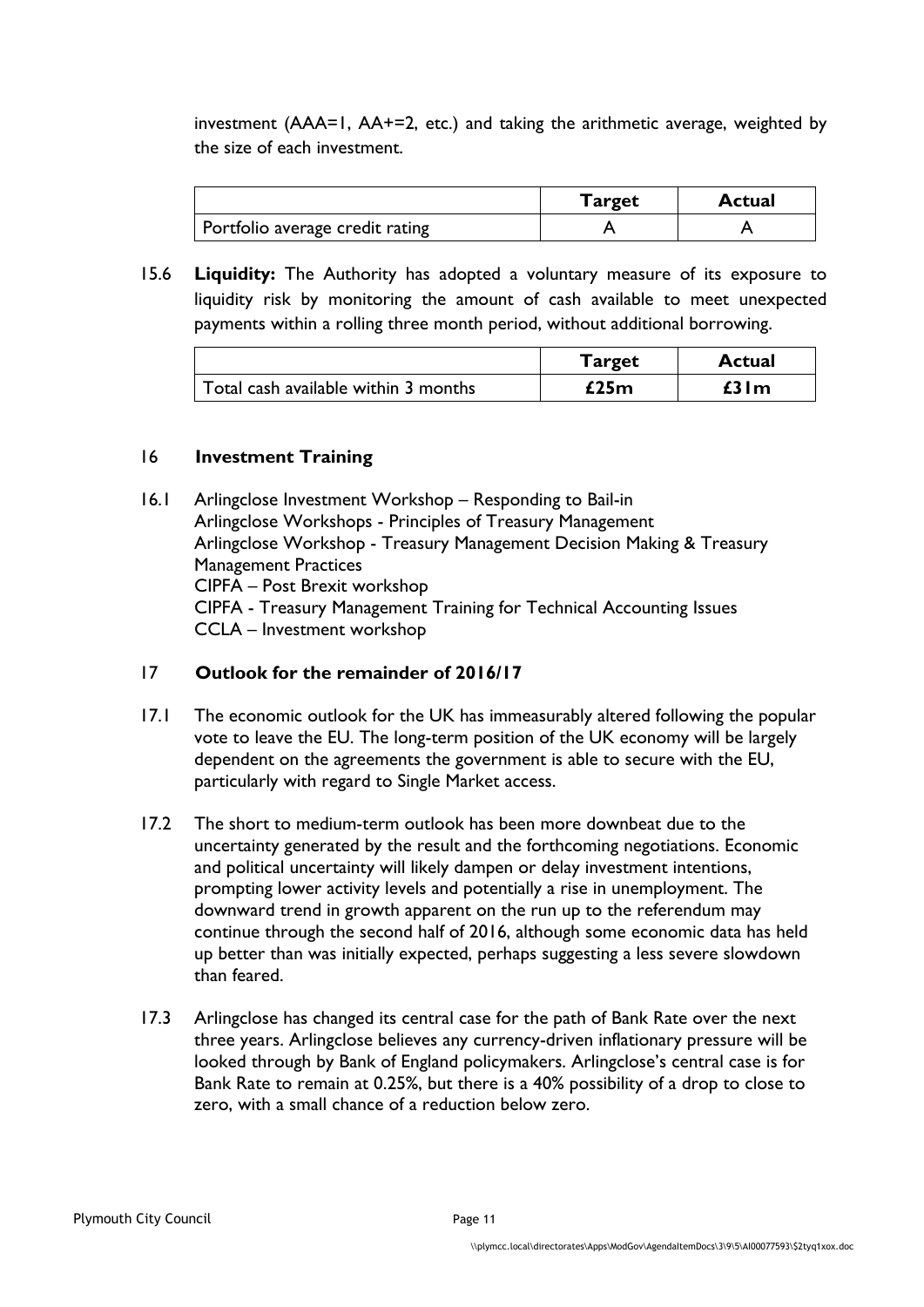investment (AAA=1, AA+=2, etc.) and taking the arithmetic average, weighted by the size of each investment.

| | Target | Actual |
|---|---|---|
| Portfolio average credit rating | A | A |

15.6 **Liquidity:** The Authority has adopted a voluntary measure of its exposure to liquidity risk by monitoring the amount of cash available to meet unexpected payments within a rolling three month period, without additional borrowing.

| | Target | Actual |
|---|---|---|
| Total cash available within 3 months | **£25m** | **£31m** |

## 16 Investment Training

16.1 Arlingclose Investment Workshop – Responding to Bail-in
Arlingclose Workshops - Principles of Treasury Management
Arlingclose Workshop - Treasury Management Decision Making & Treasury Management Practices
CIPFA – Post Brexit workshop
CIPFA - Treasury Management Training for Technical Accounting Issues
CCLA – Investment workshop

## 17 Outlook for the remainder of 2016/17

17.1 The economic outlook for the UK has immeasurably altered following the popular vote to leave the EU. The long-term position of the UK economy will be largely dependent on the agreements the government is able to secure with the EU, particularly with regard to Single Market access.

17.2 The short to medium-term outlook has been more downbeat due to the uncertainty generated by the result and the forthcoming negotiations. Economic and political uncertainty will likely dampen or delay investment intentions, prompting lower activity levels and potentially a rise in unemployment. The downward trend in growth apparent on the run up to the referendum may continue through the second half of 2016, although some economic data has held up better than was initially expected, perhaps suggesting a less severe slowdown than feared.

17.3 Arlingclose has changed its central case for the path of Bank Rate over the next three years. Arlingclose believes any currency-driven inflationary pressure will be looked through by Bank of England policymakers. Arlingclose's central case is for Bank Rate to remain at 0.25%, but there is a 40% possibility of a drop to close to zero, with a small chance of a reduction below zero.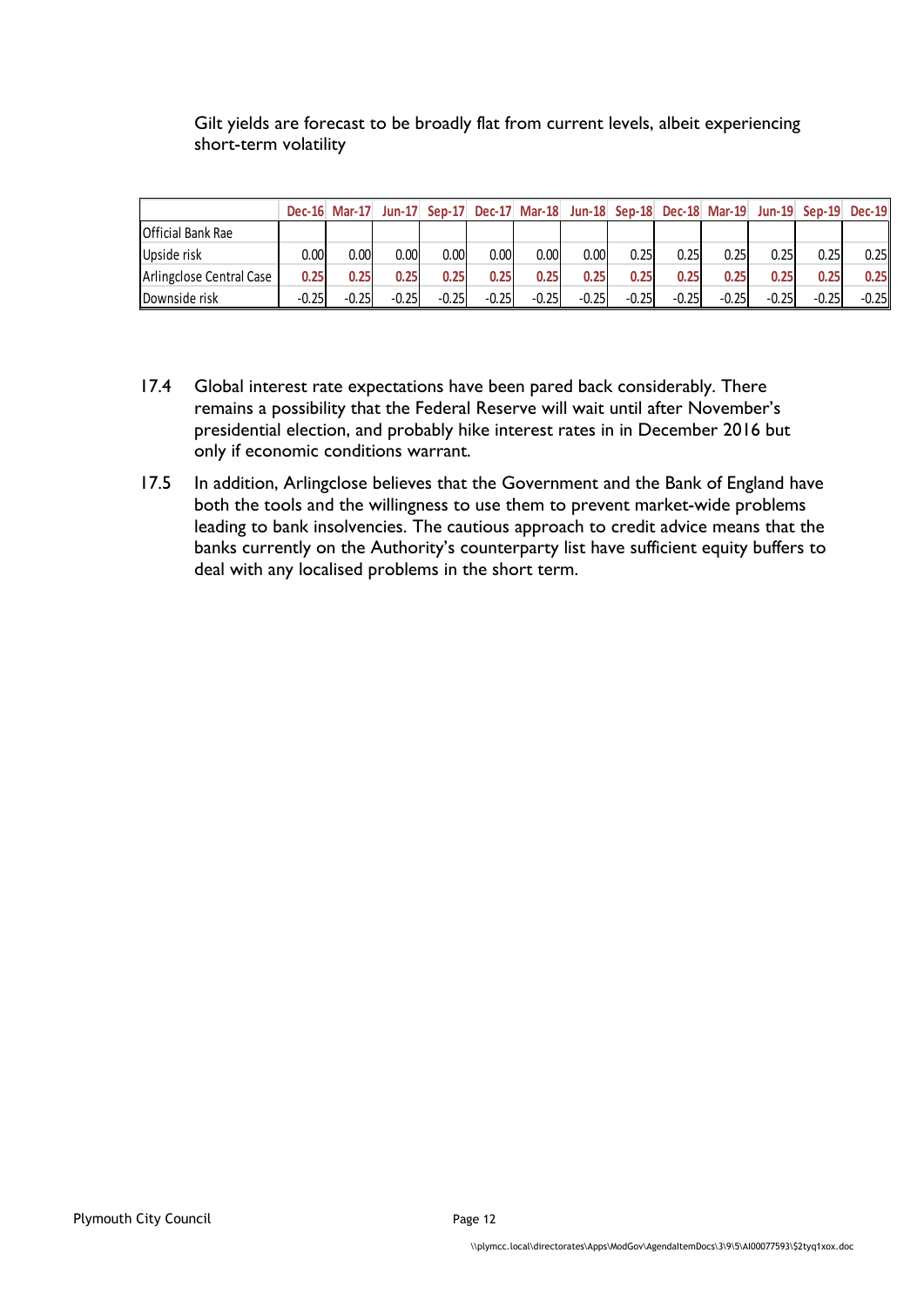Gilt yields are forecast to be broadly flat from current levels, albeit experiencing short-term volatility

| | Dec-16 | Mar-17 | Jun-17 | Sep-17 | Dec-17 | Mar-18 | Jun-18 | Sep-18 | Dec-18 | Mar-19 | Jun-19 | Sep-19 | Dec-19 |
|---|---|---|---|---|---|---|---|---|---|---|---|---|---|
| Official Bank Rae | | | | | | | | | | | | | |
| Upside risk | 0.00 | 0.00 | 0.00 | 0.00 | 0.00 | 0.00 | 0.00 | 0.25 | 0.25 | 0.25 | 0.25 | 0.25 | 0.25 |
| Arlingclose Central Case | **0.25** | **0.25** | **0.25** | **0.25** | **0.25** | **0.25** | **0.25** | **0.25** | **0.25** | **0.25** | **0.25** | **0.25** | **0.25** |
| Downside risk | -0.25 | -0.25 | -0.25 | -0.25 | -0.25 | -0.25 | -0.25 | -0.25 | -0.25 | -0.25 | -0.25 | -0.25 | -0.25 |

17.4 Global interest rate expectations have been pared back considerably. There remains a possibility that the Federal Reserve will wait until after November's presidential election, and probably hike interest rates in in December 2016 but only if economic conditions warrant.

17.5 In addition, Arlingclose believes that the Government and the Bank of England have both the tools and the willingness to use them to prevent market-wide problems leading to bank insolvencies. The cautious approach to credit advice means that the banks currently on the Authority's counterparty list have sufficient equity buffers to deal with any localised problems in the short term.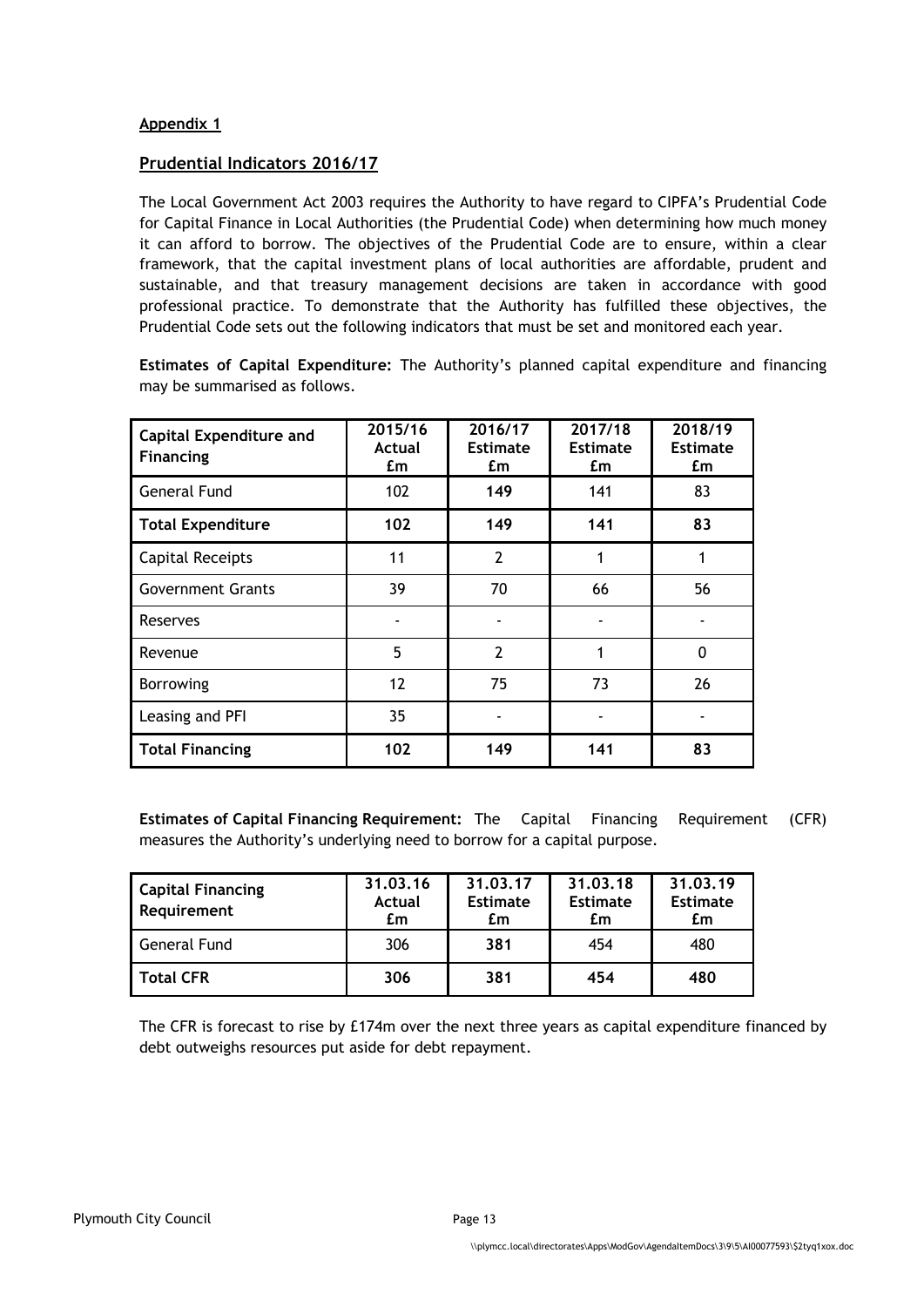**Appendix 1**

## Prudential Indicators 2016/17

The Local Government Act 2003 requires the Authority to have regard to CIPFA's Prudential Code for Capital Finance in Local Authorities (the Prudential Code) when determining how much money it can afford to borrow. The objectives of the Prudential Code are to ensure, within a clear framework, that the capital investment plans of local authorities are affordable, prudent and sustainable, and that treasury management decisions are taken in accordance with good professional practice. To demonstrate that the Authority has fulfilled these objectives, the Prudential Code sets out the following indicators that must be set and monitored each year.

**Estimates of Capital Expenditure:** The Authority's planned capital expenditure and financing may be summarised as follows.

| Capital Expenditure and Financing | 2015/16 Actual £m | 2016/17 Estimate £m | 2017/18 Estimate £m | 2018/19 Estimate £m |
|---|---|---|---|---|
| General Fund | 102 | **149** | 141 | 83 |
| **Total Expenditure** | **102** | **149** | **141** | **83** |
| Capital Receipts | 11 | 2 | 1 | 1 |
| Government Grants | 39 | 70 | 66 | 56 |
| Reserves | - | - | - | - |
| Revenue | 5 | 2 | 1 | 0 |
| Borrowing | 12 | 75 | 73 | 26 |
| Leasing and PFI | 35 | - | - | - |
| **Total Financing** | **102** | **149** | **141** | **83** |

**Estimates of Capital Financing Requirement:** The Capital Financing Requirement (CFR) measures the Authority's underlying need to borrow for a capital purpose.

| Capital Financing Requirement | 31.03.16 Actual £m | 31.03.17 Estimate £m | 31.03.18 Estimate £m | 31.03.19 Estimate £m |
|---|---|---|---|---|
| General Fund | 306 | **381** | 454 | 480 |
| **Total CFR** | **306** | **381** | **454** | **480** |

The CFR is forecast to rise by £174m over the next three years as capital expenditure financed by debt outweighs resources put aside for debt repayment.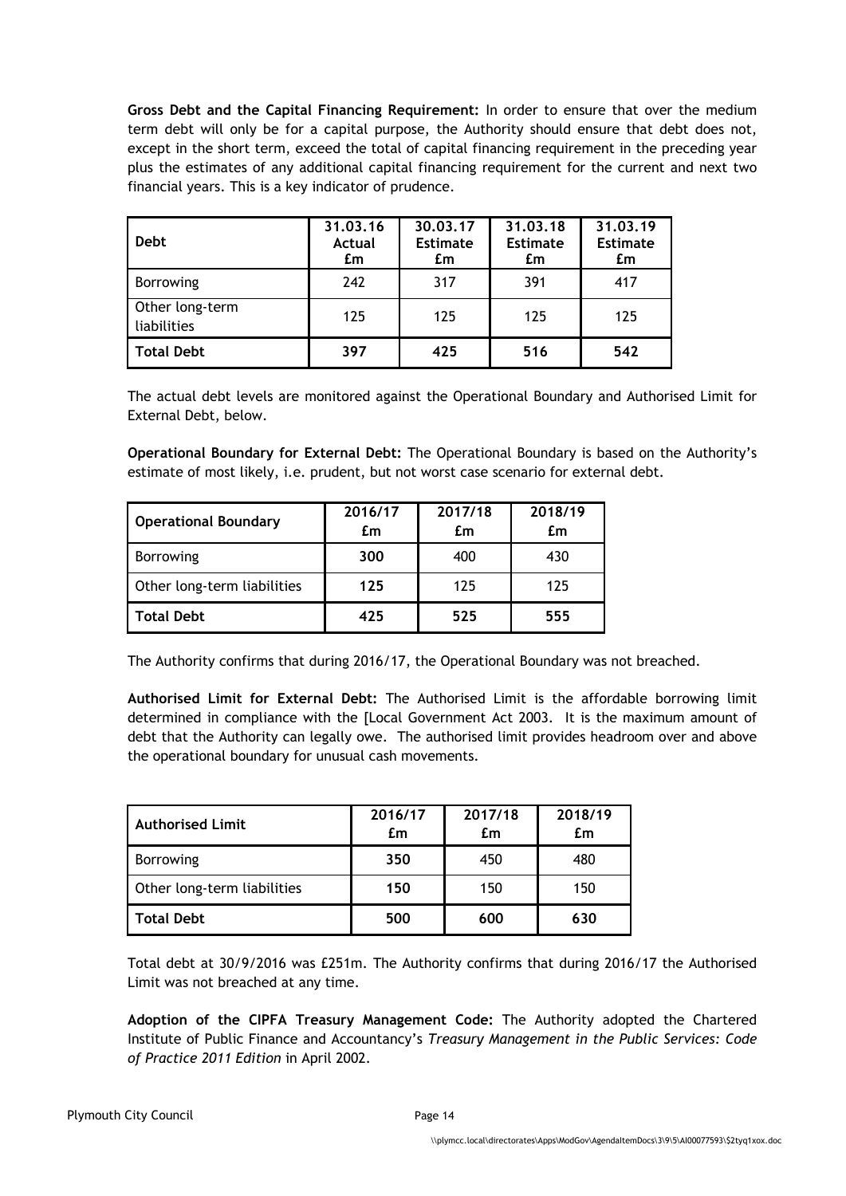**Gross Debt and the Capital Financing Requirement:** In order to ensure that over the medium term debt will only be for a capital purpose, the Authority should ensure that debt does not, except in the short term, exceed the total of capital financing requirement in the preceding year plus the estimates of any additional capital financing requirement for the current and next two financial years. This is a key indicator of prudence.

| Debt | 31.03.16 Actual £m | 30.03.17 Estimate £m | 31.03.18 Estimate £m | 31.03.19 Estimate £m |
|---|---|---|---|---|
| Borrowing | 242 | 317 | 391 | 417 |
| Other long-term liabilities | 125 | 125 | 125 | 125 |
| **Total Debt** | **397** | **425** | **516** | **542** |

The actual debt levels are monitored against the Operational Boundary and Authorised Limit for External Debt, below.

**Operational Boundary for External Debt:** The Operational Boundary is based on the Authority's estimate of most likely, i.e. prudent, but not worst case scenario for external debt.

| Operational Boundary | 2016/17 £m | 2017/18 £m | 2018/19 £m |
|---|---|---|---|
| Borrowing | **300** | 400 | 430 |
| Other long-term liabilities | **125** | 125 | 125 |
| **Total Debt** | **425** | **525** | **555** |

The Authority confirms that during 2016/17, the Operational Boundary was not breached.

**Authorised Limit for External Debt:** The Authorised Limit is the affordable borrowing limit determined in compliance with the [Local Government Act 2003. It is the maximum amount of debt that the Authority can legally owe. The authorised limit provides headroom over and above the operational boundary for unusual cash movements.

| Authorised Limit | 2016/17 £m | 2017/18 £m | 2018/19 £m |
|---|---|---|---|
| Borrowing | **350** | 450 | 480 |
| Other long-term liabilities | **150** | 150 | 150 |
| **Total Debt** | **500** | **600** | **630** |

Total debt at 30/9/2016 was £251m. The Authority confirms that during 2016/17 the Authorised Limit was not breached at any time.

**Adoption of the CIPFA Treasury Management Code:** The Authority adopted the Chartered Institute of Public Finance and Accountancy's *Treasury Management in the Public Services: Code of Practice 2011 Edition* in April 2002.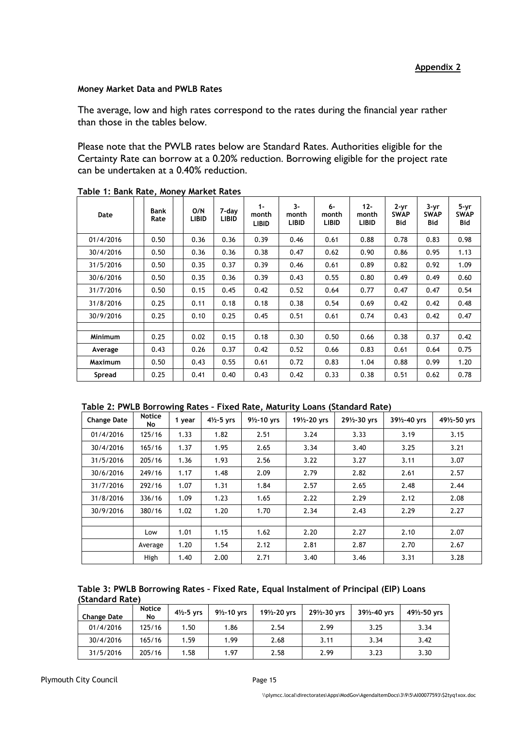**Appendix 2**

**Money Market Data and PWLB Rates**

The average, low and high rates correspond to the rates during the financial year rather than those in the tables below.

Please note that the PWLB rates below are Standard Rates. Authorities eligible for the Certainty Rate can borrow at a 0.20% reduction. Borrowing eligible for the project rate can be undertaken at a 0.40% reduction.

**Table 1: Bank Rate, Money Market Rates**

| Date | Bank Rate | O/N LIBID | 7-day LIBID | 1-month LIBID | 3-month LIBID | 6-month LIBID | 12-month LIBID | 2-yr SWAP Bid | 3-yr SWAP Bid | 5-yr SWAP Bid |
|---|---|---|---|---|---|---|---|---|---|---|
| 01/4/2016 | 0.50 | 0.36 | 0.36 | 0.39 | 0.46 | 0.61 | 0.88 | 0.78 | 0.83 | 0.98 |
| 30/4/2016 | 0.50 | 0.36 | 0.36 | 0.38 | 0.47 | 0.62 | 0.90 | 0.86 | 0.95 | 1.13 |
| 31/5/2016 | 0.50 | 0.35 | 0.37 | 0.39 | 0.46 | 0.61 | 0.89 | 0.82 | 0.92 | 1.09 |
| 30/6/2016 | 0.50 | 0.35 | 0.36 | 0.39 | 0.43 | 0.55 | 0.80 | 0.49 | 0.49 | 0.60 |
| 31/7/2016 | 0.50 | 0.15 | 0.45 | 0.42 | 0.52 | 0.64 | 0.77 | 0.47 | 0.47 | 0.54 |
| 31/8/2016 | 0.25 | 0.11 | 0.18 | 0.18 | 0.38 | 0.54 | 0.69 | 0.42 | 0.42 | 0.48 |
| 30/9/2016 | 0.25 | 0.10 | 0.25 | 0.45 | 0.51 | 0.61 | 0.74 | 0.43 | 0.42 | 0.47 |
| | | | | | | | | | | |
| **Minimum** | 0.25 | 0.02 | 0.15 | 0.18 | 0.30 | 0.50 | 0.66 | 0.38 | 0.37 | 0.42 |
| **Average** | 0.43 | 0.26 | 0.37 | 0.42 | 0.52 | 0.66 | 0.83 | 0.61 | 0.64 | 0.75 |
| **Maximum** | 0.50 | 0.43 | 0.55 | 0.61 | 0.72 | 0.83 | 1.04 | 0.88 | 0.99 | 1.20 |
| **Spread** | 0.25 | 0.41 | 0.40 | 0.43 | 0.42 | 0.33 | 0.38 | 0.51 | 0.62 | 0.78 |

**Table 2: PWLB Borrowing Rates – Fixed Rate, Maturity Loans (Standard Rate)**

| Change Date | Notice No | 1 year | 4½-5 yrs | 9½-10 yrs | 19½-20 yrs | 29½-30 yrs | 39½-40 yrs | 49½-50 yrs |
|---|---|---|---|---|---|---|---|---|
| 01/4/2016 | 125/16 | 1.33 | 1.82 | 2.51 | 3.24 | 3.33 | 3.19 | 3.15 |
| 30/4/2016 | 165/16 | 1.37 | 1.95 | 2.65 | 3.34 | 3.40 | 3.25 | 3.21 |
| 31/5/2016 | 205/16 | 1.36 | 1.93 | 2.56 | 3.22 | 3.27 | 3.11 | 3.07 |
| 30/6/2016 | 249/16 | 1.17 | 1.48 | 2.09 | 2.79 | 2.82 | 2.61 | 2.57 |
| 31/7/2016 | 292/16 | 1.07 | 1.31 | 1.84 | 2.57 | 2.65 | 2.48 | 2.44 |
| 31/8/2016 | 336/16 | 1.09 | 1.23 | 1.65 | 2.22 | 2.29 | 2.12 | 2.08 |
| 30/9/2016 | 380/16 | 1.02 | 1.20 | 1.70 | 2.34 | 2.43 | 2.29 | 2.27 |
| | | | | | | | | |
| | Low | 1.01 | 1.15 | 1.62 | 2.20 | 2.27 | 2.10 | 2.07 |
| | Average | 1.20 | 1.54 | 2.12 | 2.81 | 2.87 | 2.70 | 2.67 |
| | High | 1.40 | 2.00 | 2.71 | 3.40 | 3.46 | 3.31 | 3.28 |

**Table 3: PWLB Borrowing Rates – Fixed Rate, Equal Instalment of Principal (EIP) Loans (Standard Rate)**

| Change Date | Notice No | 4½-5 yrs | 9½-10 yrs | 19½-20 yrs | 29½-30 yrs | 39½-40 yrs | 49½-50 yrs |
|---|---|---|---|---|---|---|---|
| 01/4/2016 | 125/16 | 1.50 | 1.86 | 2.54 | 2.99 | 3.25 | 3.34 |
| 30/4/2016 | 165/16 | 1.59 | 1.99 | 2.68 | 3.11 | 3.34 | 3.42 |
| 31/5/2016 | 205/16 | 1.58 | 1.97 | 2.58 | 2.99 | 3.23 | 3.30 |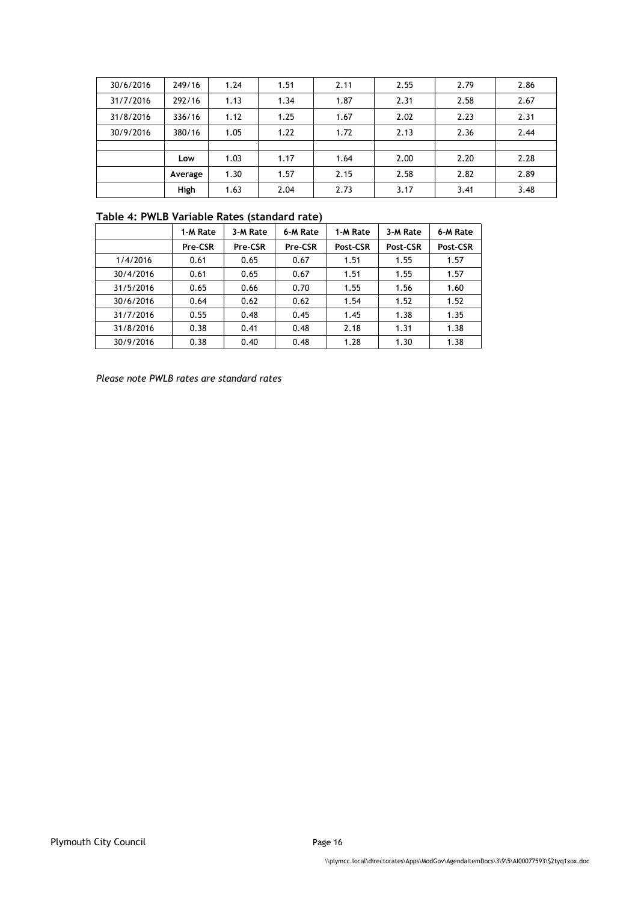| | | | | | | | |
|---|---|---|---|---|---|---|---|
| 30/6/2016 | 249/16 | 1.24 | 1.51 | 2.11 | 2.55 | 2.79 | 2.86 |
| 31/7/2016 | 292/16 | 1.13 | 1.34 | 1.87 | 2.31 | 2.58 | 2.67 |
| 31/8/2016 | 336/16 | 1.12 | 1.25 | 1.67 | 2.02 | 2.23 | 2.31 |
| 30/9/2016 | 380/16 | 1.05 | 1.22 | 1.72 | 2.13 | 2.36 | 2.44 |
| | | | | | | | |
| | **Low** | 1.03 | 1.17 | 1.64 | 2.00 | 2.20 | 2.28 |
| | **Average** | 1.30 | 1.57 | 2.15 | 2.58 | 2.82 | 2.89 |
| | **High** | 1.63 | 2.04 | 2.73 | 3.17 | 3.41 | 3.48 |

**Table 4: PWLB Variable Rates (standard rate)**

| | 1-M Rate | 3-M Rate | 6-M Rate | 1-M Rate | 3-M Rate | 6-M Rate |
|---|---|---|---|---|---|---|
| | **Pre-CSR** | **Pre-CSR** | **Pre-CSR** | **Post-CSR** | **Post-CSR** | **Post-CSR** |
| 1/4/2016 | 0.61 | 0.65 | 0.67 | 1.51 | 1.55 | 1.57 |
| 30/4/2016 | 0.61 | 0.65 | 0.67 | 1.51 | 1.55 | 1.57 |
| 31/5/2016 | 0.65 | 0.66 | 0.70 | 1.55 | 1.56 | 1.60 |
| 30/6/2016 | 0.64 | 0.62 | 0.62 | 1.54 | 1.52 | 1.52 |
| 31/7/2016 | 0.55 | 0.48 | 0.45 | 1.45 | 1.38 | 1.35 |
| 31/8/2016 | 0.38 | 0.41 | 0.48 | 2.18 | 1.31 | 1.38 |
| 30/9/2016 | 0.38 | 0.40 | 0.48 | 1.28 | 1.30 | 1.38 |

*Please note PWLB rates are standard rates*